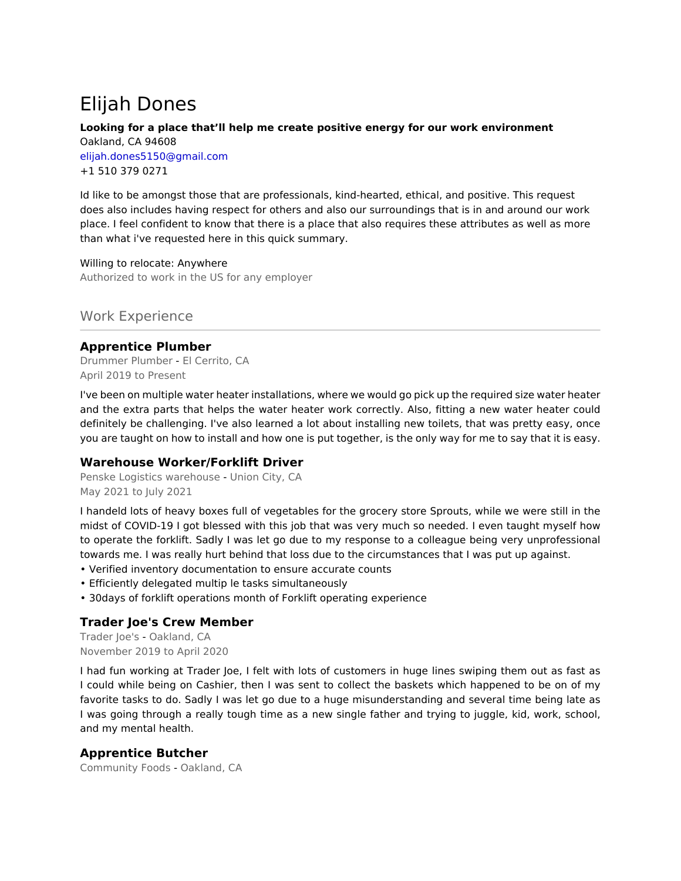# Elijah Dones

**Looking for a place that'll help me create positive energy for our work environment**

Oakland, CA 94608
elijah.dones5150@gmail.com
+1 510 379 0271

Id like to be amongst those that are professionals, kind-hearted, ethical, and positive. This request does also includes having respect for others and also our surroundings that is in and around our work place. I feel confident to know that there is a place that also requires these attributes as well as more than what i've requested here in this quick summary.

Willing to relocate: Anywhere
Authorized to work in the US for any employer

## Work Experience

### Apprentice Plumber

Drummer Plumber - El Cerrito, CA
April 2019 to Present

I've been on multiple water heater installations, where we would go pick up the required size water heater and the extra parts that helps the water heater work correctly. Also, fitting a new water heater could definitely be challenging. I've also learned a lot about installing new toilets, that was pretty easy, once you are taught on how to install and how one is put together, is the only way for me to say that it is easy.

### Warehouse Worker/Forklift Driver

Penske Logistics warehouse - Union City, CA
May 2021 to July 2021

I handeld lots of heavy boxes full of vegetables for the grocery store Sprouts, while we were still in the midst of COVID-19 I got blessed with this job that was very much so needed. I even taught myself how to operate the forklift. Sadly I was let go due to my response to a colleague being very unprofessional towards me. I was really hurt behind that loss due to the circumstances that I was put up against.

- Verified inventory documentation to ensure accurate counts
- Efficiently delegated multip le tasks simultaneously
- 30days of forklift operations month of Forklift operating experience

### Trader Joe's Crew Member

Trader Joe's - Oakland, CA
November 2019 to April 2020

I had fun working at Trader Joe, I felt with lots of customers in huge lines swiping them out as fast as I could while being on Cashier, then I was sent to collect the baskets which happened to be on of my favorite tasks to do. Sadly I was let go due to a huge misunderstanding and several time being late as I was going through a really tough time as a new single father and trying to juggle, kid, work, school, and my mental health.

### Apprentice Butcher

Community Foods - Oakland, CA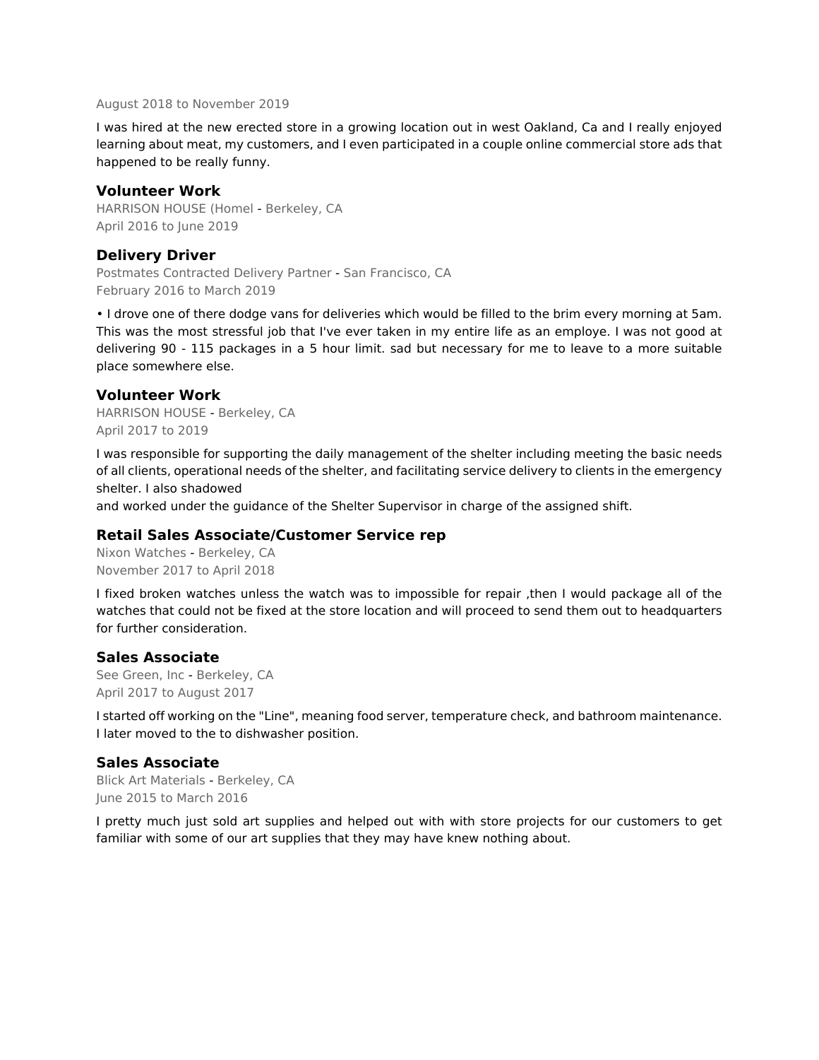August 2018 to November 2019

I was hired at the new erected store in a growing location out in west Oakland, Ca and I really enjoyed learning about meat, my customers, and I even participated in a couple online commercial store ads that happened to be really funny.

### Volunteer Work

HARRISON HOUSE (Homel - Berkeley, CA
April 2016 to June 2019

### Delivery Driver

Postmates Contracted Delivery Partner - San Francisco, CA
February 2016 to March 2019

• I drove one of there dodge vans for deliveries which would be filled to the brim every morning at 5am. This was the most stressful job that I've ever taken in my entire life as an employe. I was not good at delivering 90 - 115 packages in a 5 hour limit. sad but necessary for me to leave to a more suitable place somewhere else.

### Volunteer Work

HARRISON HOUSE - Berkeley, CA
April 2017 to 2019

I was responsible for supporting the daily management of the shelter including meeting the basic needs of all clients, operational needs of the shelter, and facilitating service delivery to clients in the emergency shelter. I also shadowed
and worked under the guidance of the Shelter Supervisor in charge of the assigned shift.

### Retail Sales Associate/Customer Service rep

Nixon Watches - Berkeley, CA
November 2017 to April 2018

I fixed broken watches unless the watch was to impossible for repair ,then I would package all of the watches that could not be fixed at the store location and will proceed to send them out to headquarters for further consideration.

### Sales Associate

See Green, Inc - Berkeley, CA
April 2017 to August 2017

I started off working on the "Line", meaning food server, temperature check, and bathroom maintenance. I later moved to the to dishwasher position.

### Sales Associate

Blick Art Materials - Berkeley, CA
June 2015 to March 2016

I pretty much just sold art supplies and helped out with with store projects for our customers to get familiar with some of our art supplies that they may have knew nothing about.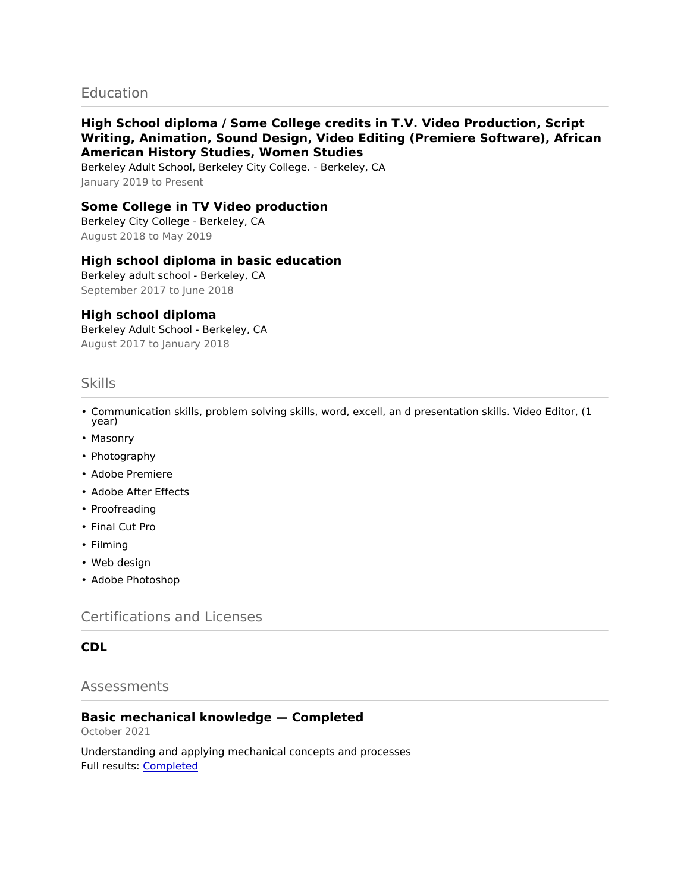## Education

### High School diploma / Some College credits in T.V. Video Production, Script Writing, Animation, Sound Design, Video Editing (Premiere Software), African American History Studies, Women Studies

Berkeley Adult School, Berkeley City College. - Berkeley, CA
January 2019 to Present

### Some College in TV Video production

Berkeley City College - Berkeley, CA
August 2018 to May 2019

### High school diploma in basic education

Berkeley adult school - Berkeley, CA
September 2017 to June 2018

### High school diploma

Berkeley Adult School - Berkeley, CA
August 2017 to January 2018

## Skills

- Communication skills, problem solving skills, word, excell, an d presentation skills. Video Editor, (1 year)
- Masonry
- Photography
- Adobe Premiere
- Adobe After Effects
- Proofreading
- Final Cut Pro
- Filming
- Web design
- Adobe Photoshop

## Certifications and Licenses

### CDL

## Assessments

### Basic mechanical knowledge — Completed

October 2021

Understanding and applying mechanical concepts and processes
Full results: Completed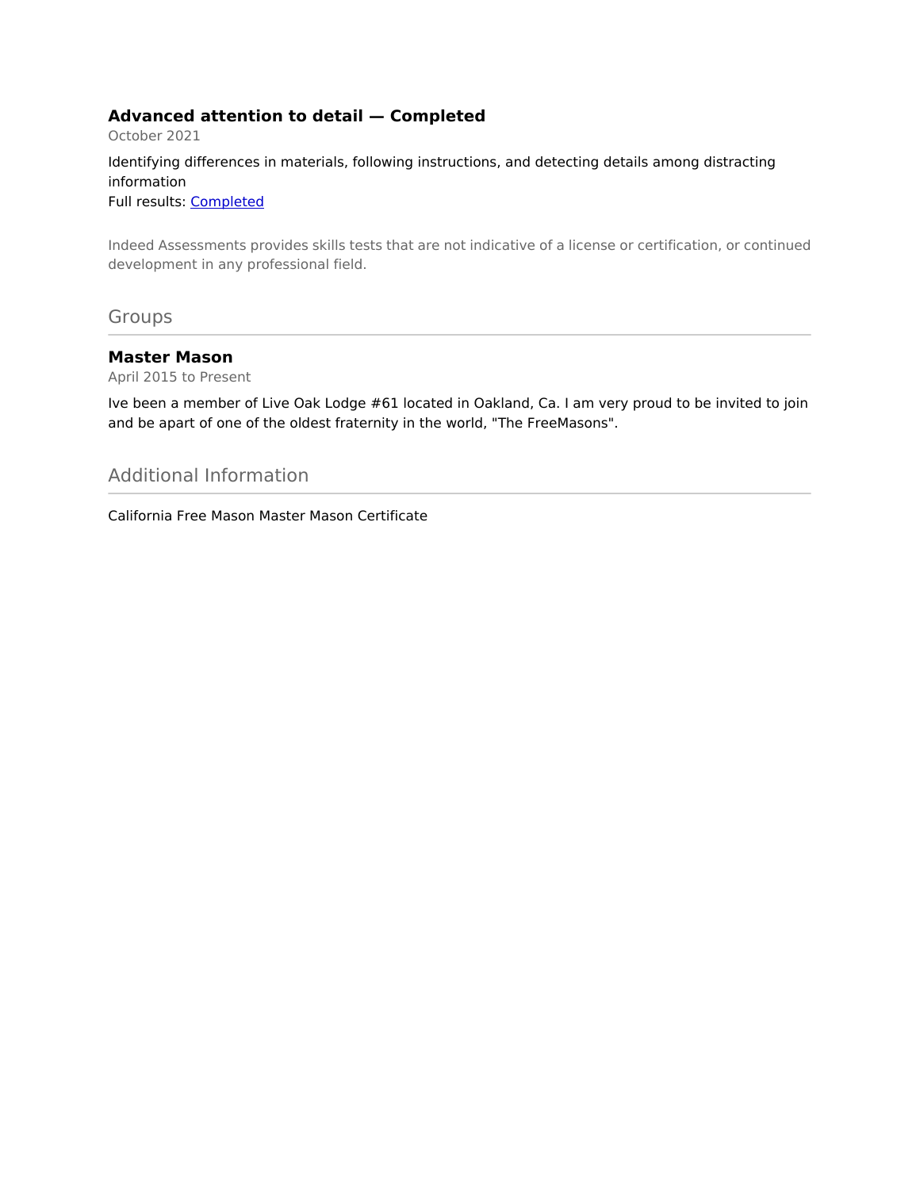### Advanced attention to detail — Completed

October 2021

Identifying differences in materials, following instructions, and detecting details among distracting information

Full results: [Completed]

Indeed Assessments provides skills tests that are not indicative of a license or certification, or continued development in any professional field.

## Groups

### Master Mason

April 2015 to Present

Ive been a member of Live Oak Lodge #61 located in Oakland, Ca. I am very proud to be invited to join and be apart of one of the oldest fraternity in the world, "The FreeMasons".

## Additional Information

California Free Mason Master Mason Certificate